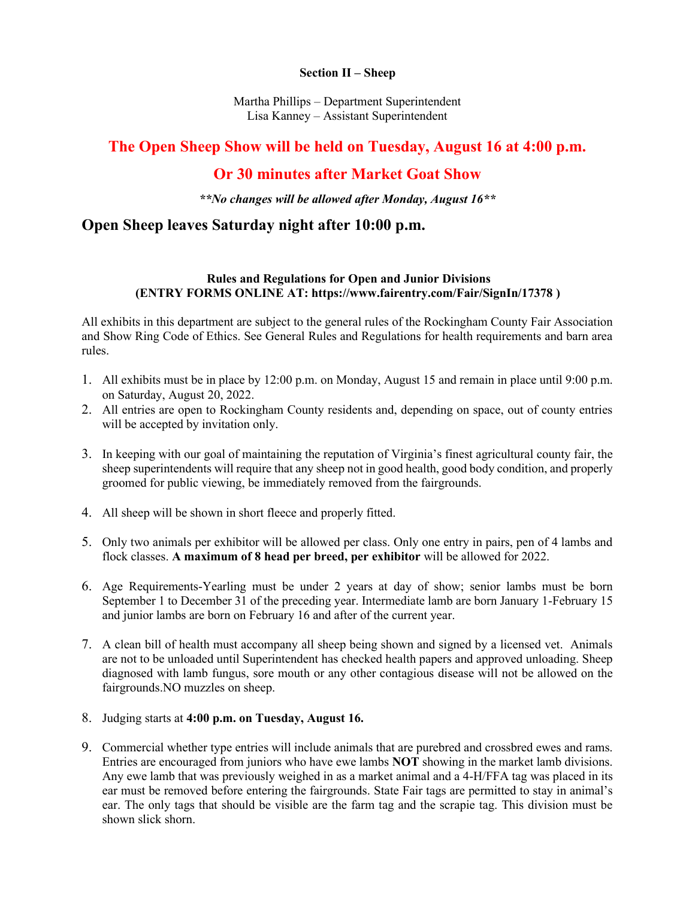**Section II – Sheep**

Martha Phillips – Department Superintendent
Lisa Kanney – Assistant Superintendent

## The Open Sheep Show will be held on Tuesday, August 16 at 4:00 p.m.

## Or 30 minutes after Market Goat Show

***\*\*No changes will be allowed after Monday, August 16\*\****

## Open Sheep leaves Saturday night after 10:00 p.m.

**Rules and Regulations for Open and Junior Divisions**
**(ENTRY FORMS ONLINE AT: https://www.fairentry.com/Fair/SignIn/17378 )**

All exhibits in this department are subject to the general rules of the Rockingham County Fair Association and Show Ring Code of Ethics. See General Rules and Regulations for health requirements and barn area rules.

1. All exhibits must be in place by 12:00 p.m. on Monday, August 15 and remain in place until 9:00 p.m. on Saturday, August 20, 2022.
2. All entries are open to Rockingham County residents and, depending on space, out of county entries will be accepted by invitation only.
3. In keeping with our goal of maintaining the reputation of Virginia's finest agricultural county fair, the sheep superintendents will require that any sheep not in good health, good body condition, and properly groomed for public viewing, be immediately removed from the fairgrounds.
4. All sheep will be shown in short fleece and properly fitted.
5. Only two animals per exhibitor will be allowed per class. Only one entry in pairs, pen of 4 lambs and flock classes. **A maximum of 8 head per breed, per exhibitor** will be allowed for 2022.
6. Age Requirements-Yearling must be under 2 years at day of show; senior lambs must be born September 1 to December 31 of the preceding year. Intermediate lamb are born January 1-February 15 and junior lambs are born on February 16 and after of the current year.
7. A clean bill of health must accompany all sheep being shown and signed by a licensed vet. Animals are not to be unloaded until Superintendent has checked health papers and approved unloading. Sheep diagnosed with lamb fungus, sore mouth or any other contagious disease will not be allowed on the fairgrounds.NO muzzles on sheep.
8. Judging starts at **4:00 p.m. on Tuesday, August 16.**
9. Commercial whether type entries will include animals that are purebred and crossbred ewes and rams. Entries are encouraged from juniors who have ewe lambs **NOT** showing in the market lamb divisions. Any ewe lamb that was previously weighed in as a market animal and a 4-H/FFA tag was placed in its ear must be removed before entering the fairgrounds. State Fair tags are permitted to stay in animal's ear. The only tags that should be visible are the farm tag and the scrapie tag. This division must be shown slick shorn.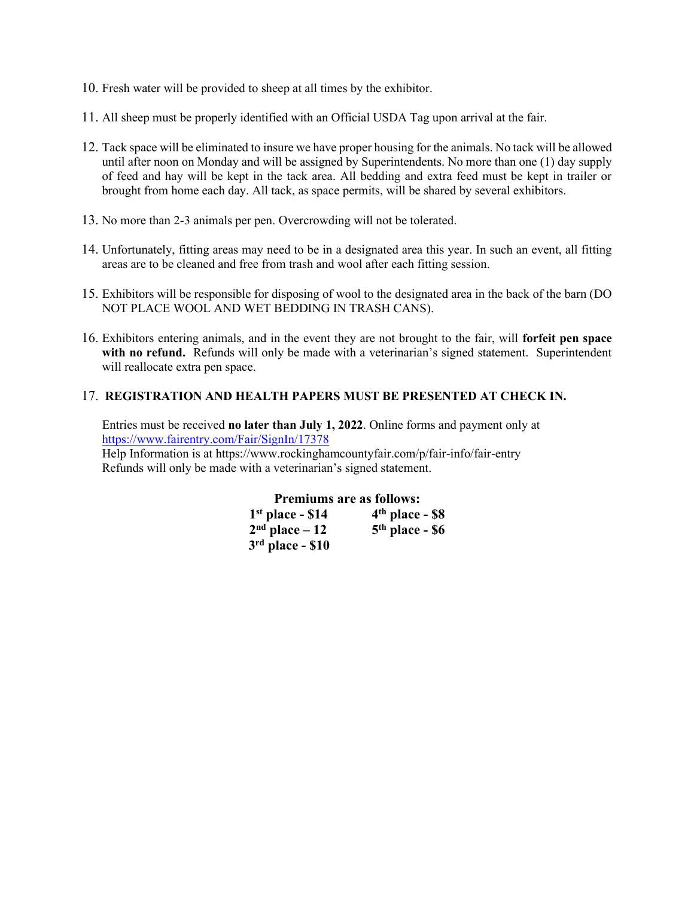10. Fresh water will be provided to sheep at all times by the exhibitor.

11. All sheep must be properly identified with an Official USDA Tag upon arrival at the fair.

12. Tack space will be eliminated to insure we have proper housing for the animals. No tack will be allowed until after noon on Monday and will be assigned by Superintendents. No more than one (1) day supply of feed and hay will be kept in the tack area. All bedding and extra feed must be kept in trailer or brought from home each day. All tack, as space permits, will be shared by several exhibitors.

13. No more than 2-3 animals per pen. Overcrowding will not be tolerated.

14. Unfortunately, fitting areas may need to be in a designated area this year. In such an event, all fitting areas are to be cleaned and free from trash and wool after each fitting session.

15. Exhibitors will be responsible for disposing of wool to the designated area in the back of the barn (DO NOT PLACE WOOL AND WET BEDDING IN TRASH CANS).

16. Exhibitors entering animals, and in the event they are not brought to the fair, will **forfeit pen space with no refund.** Refunds will only be made with a veterinarian's signed statement. Superintendent will reallocate extra pen space.

17. **REGISTRATION AND HEALTH PAPERS MUST BE PRESENTED AT CHECK IN.**

    Entries must be received **no later than July 1, 2022**. Online forms and payment only at https://www.fairentry.com/Fair/SignIn/17378
    Help Information is at https://www.rockinghamcountyfair.com/p/fair-info/fair-entry
    Refunds will only be made with a veterinarian's signed statement.

**Premiums are as follows:**

**1st place - $14**
**2nd place – 12**
**3rd place - $10**
**4th place - $8**
**5th place - $6**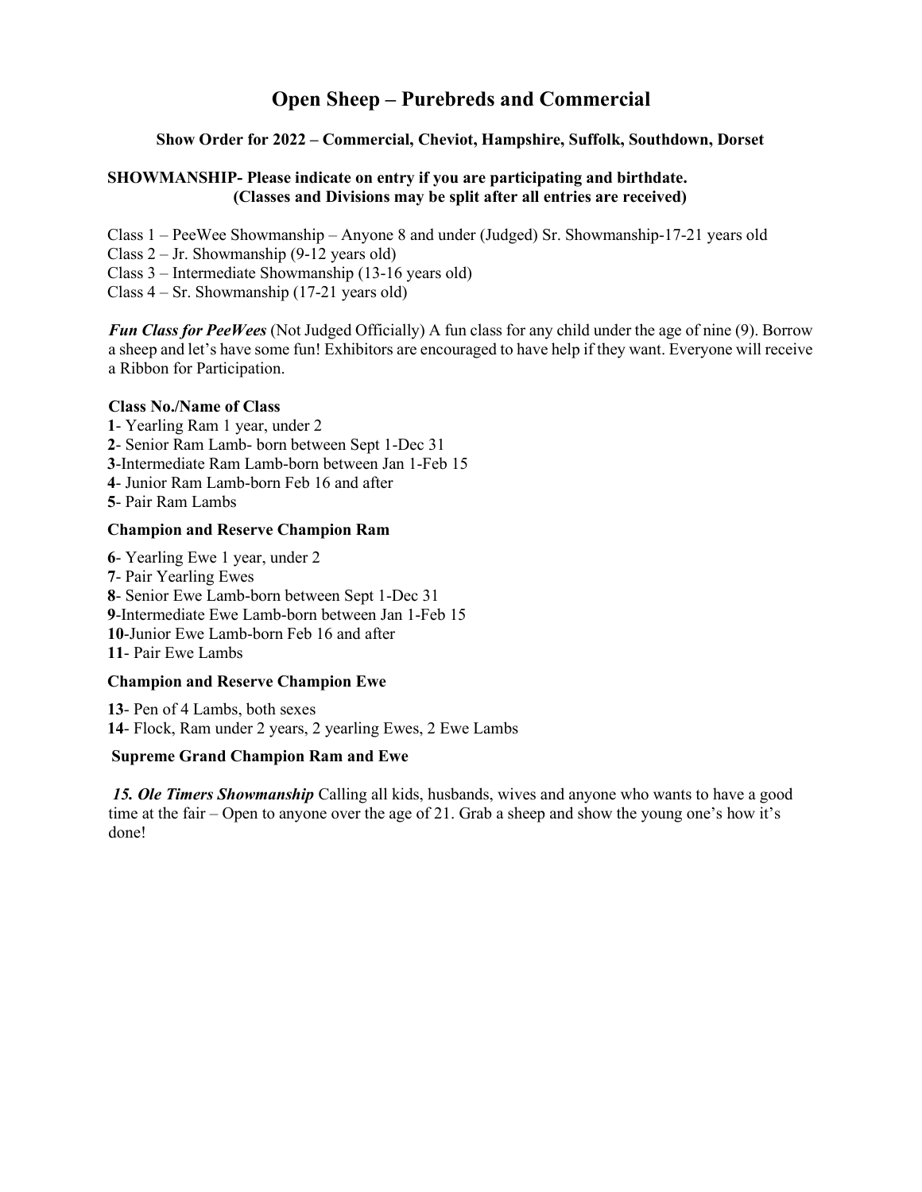# Open Sheep – Purebreds and Commercial

**Show Order for 2022 – Commercial, Cheviot, Hampshire, Suffolk, Southdown, Dorset**

**SHOWMANSHIP- Please indicate on entry if you are participating and birthdate.**
**(Classes and Divisions may be split after all entries are received)**

Class 1 – PeeWee Showmanship – Anyone 8 and under (Judged) Sr. Showmanship-17-21 years old
Class 2 – Jr. Showmanship (9-12 years old)
Class 3 – Intermediate Showmanship (13-16 years old)
Class 4 – Sr. Showmanship (17-21 years old)

***Fun Class for PeeWees*** (Not Judged Officially) A fun class for any child under the age of nine (9). Borrow a sheep and let's have some fun! Exhibitors are encouraged to have help if they want. Everyone will receive a Ribbon for Participation.

**Class No./Name of Class**

**1**- Yearling Ram 1 year, under 2
**2**- Senior Ram Lamb- born between Sept 1-Dec 31
**3**-Intermediate Ram Lamb-born between Jan 1-Feb 15
**4**- Junior Ram Lamb-born Feb 16 and after
**5**- Pair Ram Lambs

**Champion and Reserve Champion Ram**

**6**- Yearling Ewe 1 year, under 2
**7**- Pair Yearling Ewes
**8**- Senior Ewe Lamb-born between Sept 1-Dec 31
**9**-Intermediate Ewe Lamb-born between Jan 1-Feb 15
**10**-Junior Ewe Lamb-born Feb 16 and after
**11**- Pair Ewe Lambs

**Champion and Reserve Champion Ewe**

**13**- Pen of 4 Lambs, both sexes
**14**- Flock, Ram under 2 years, 2 yearling Ewes, 2 Ewe Lambs

**Supreme Grand Champion Ram and Ewe**

***15. Ole Timers Showmanship*** Calling all kids, husbands, wives and anyone who wants to have a good time at the fair – Open to anyone over the age of 21. Grab a sheep and show the young one's how it's done!